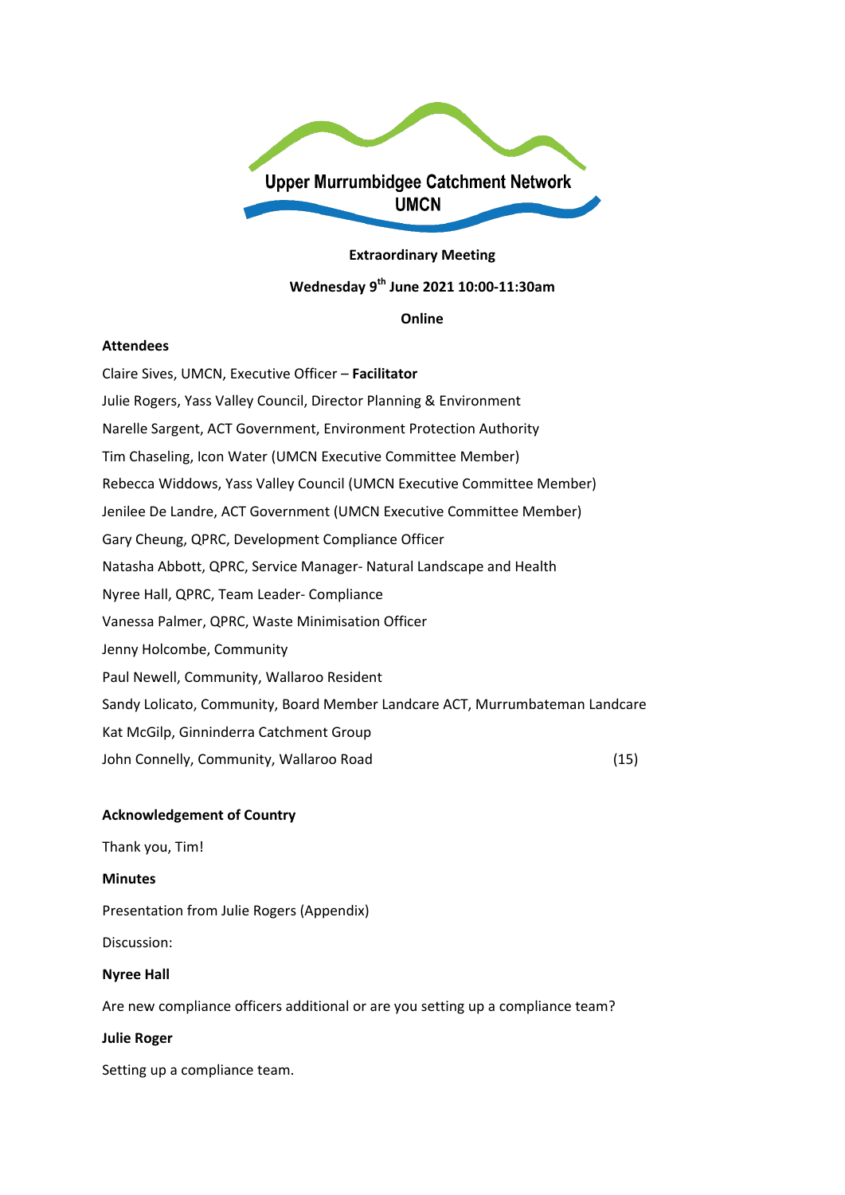Upper Murrumbidgee Catchment Network

UMCN

**Extraordinary Meeting**

**Wednesday 9th June 2021 10:00-11:30am**

**Online**

**Attendees**

Claire Sives, UMCN, Executive Officer – **Facilitator**

Julie Rogers, Yass Valley Council, Director Planning & Environment

Narelle Sargent, ACT Government, Environment Protection Authority

Tim Chaseling, Icon Water (UMCN Executive Committee Member)

Rebecca Widdows, Yass Valley Council (UMCN Executive Committee Member)

Jenilee De Landre, ACT Government (UMCN Executive Committee Member)

Gary Cheung, QPRC, Development Compliance Officer

Natasha Abbott, QPRC, Service Manager- Natural Landscape and Health

Nyree Hall, QPRC, Team Leader- Compliance

Vanessa Palmer, QPRC, Waste Minimisation Officer

Jenny Holcombe, Community

Paul Newell, Community, Wallaroo Resident

Sandy Lolicato, Community, Board Member Landcare ACT, Murrumbateman Landcare

Kat McGilp, Ginninderra Catchment Group

John Connelly, Community, Wallaroo Road (15)

**Acknowledgement of Country**

Thank you, Tim!

**Minutes**

Presentation from Julie Rogers (Appendix)

Discussion:

**Nyree Hall**

Are new compliance officers additional or are you setting up a compliance team?

**Julie Roger**

Setting up a compliance team.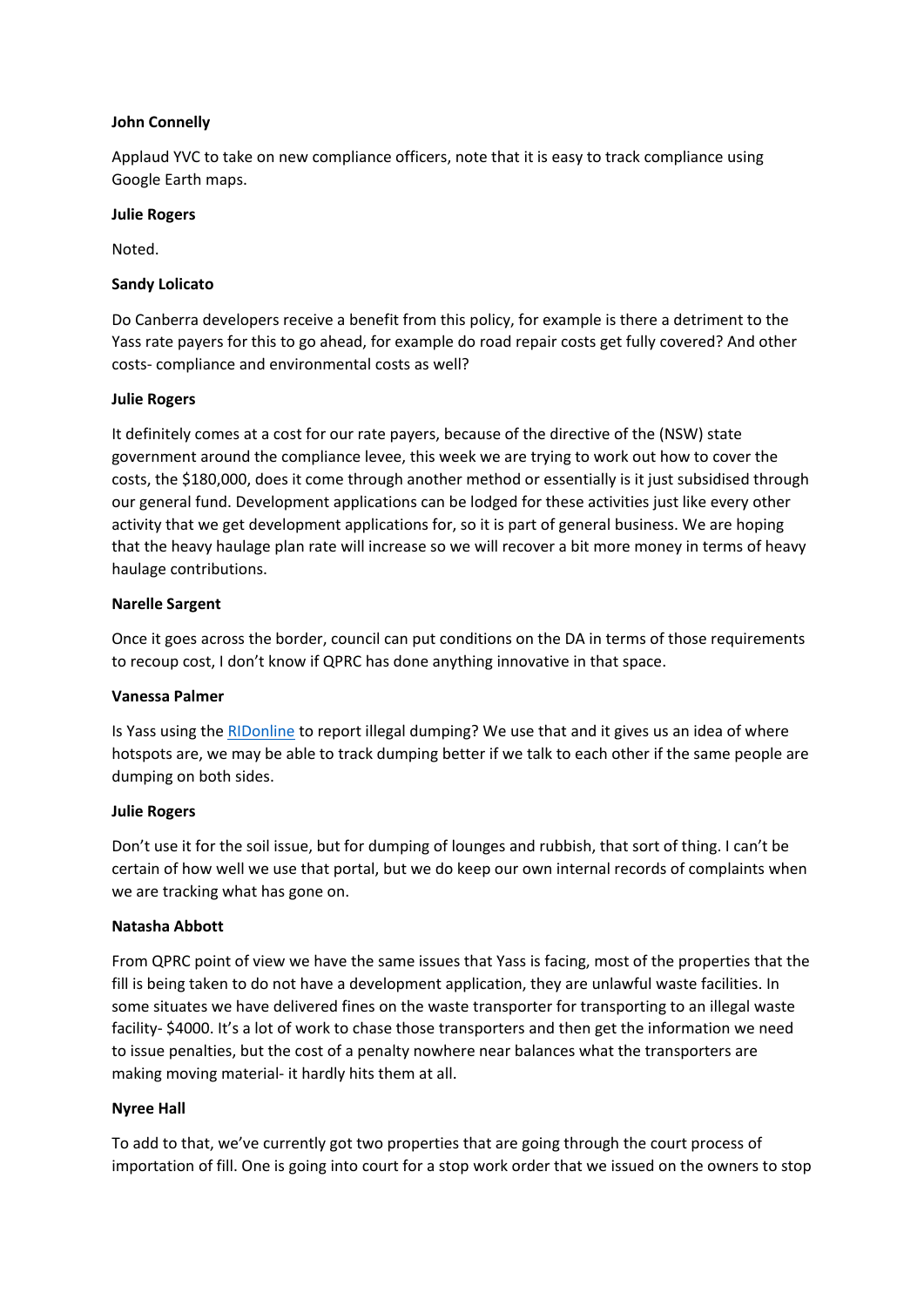**John Connelly**

Applaud YVC to take on new compliance officers, note that it is easy to track compliance using Google Earth maps.

**Julie Rogers**

Noted.

**Sandy Lolicato**

Do Canberra developers receive a benefit from this policy, for example is there a detriment to the Yass rate payers for this to go ahead, for example do road repair costs get fully covered? And other costs- compliance and environmental costs as well?

**Julie Rogers**

It definitely comes at a cost for our rate payers, because of the directive of the (NSW) state government around the compliance levee, this week we are trying to work out how to cover the costs, the $180,000, does it come through another method or essentially is it just subsidised through our general fund. Development applications can be lodged for these activities just like every other activity that we get development applications for, so it is part of general business. We are hoping that the heavy haulage plan rate will increase so we will recover a bit more money in terms of heavy haulage contributions.

**Narelle Sargent**

Once it goes across the border, council can put conditions on the DA in terms of those requirements to recoup cost, I don't know if QPRC has done anything innovative in that space.

**Vanessa Palmer**

Is Yass using the [RIDonline]() to report illegal dumping? We use that and it gives us an idea of where hotspots are, we may be able to track dumping better if we talk to each other if the same people are dumping on both sides.

**Julie Rogers**

Don't use it for the soil issue, but for dumping of lounges and rubbish, that sort of thing. I can't be certain of how well we use that portal, but we do keep our own internal records of complaints when we are tracking what has gone on.

**Natasha Abbott**

From QPRC point of view we have the same issues that Yass is facing, most of the properties that the fill is being taken to do not have a development application, they are unlawful waste facilities. In some situates we have delivered fines on the waste transporter for transporting to an illegal waste facility- $4000. It's a lot of work to chase those transporters and then get the information we need to issue penalties, but the cost of a penalty nowhere near balances what the transporters are making moving material- it hardly hits them at all.

**Nyree Hall**

To add to that, we've currently got two properties that are going through the court process of importation of fill. One is going into court for a stop work order that we issued on the owners to stop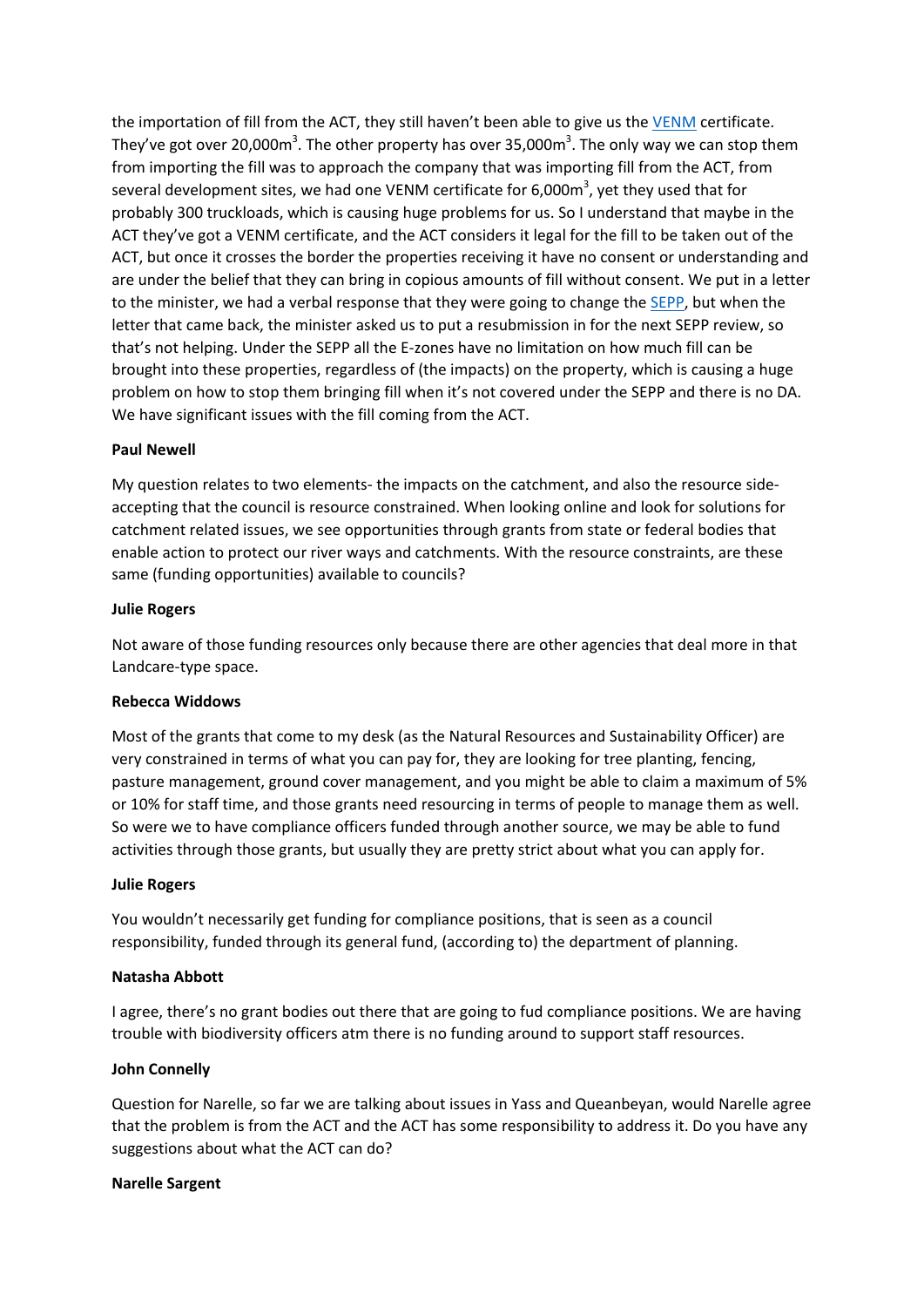the importation of fill from the ACT, they still haven't been able to give us the VENM certificate. They've got over 20,000m$^3$. The other property has over 35,000m$^3$. The only way we can stop them from importing the fill was to approach the company that was importing fill from the ACT, from several development sites, we had one VENM certificate for 6,000m$^3$, yet they used that for probably 300 truckloads, which is causing huge problems for us. So I understand that maybe in the ACT they've got a VENM certificate, and the ACT considers it legal for the fill to be taken out of the ACT, but once it crosses the border the properties receiving it have no consent or understanding and are under the belief that they can bring in copious amounts of fill without consent. We put in a letter to the minister, we had a verbal response that they were going to change the SEPP, but when the letter that came back, the minister asked us to put a resubmission in for the next SEPP review, so that's not helping. Under the SEPP all the E-zones have no limitation on how much fill can be brought into these properties, regardless of (the impacts) on the property, which is causing a huge problem on how to stop them bringing fill when it's not covered under the SEPP and there is no DA. We have significant issues with the fill coming from the ACT.

**Paul Newell**

My question relates to two elements- the impacts on the catchment, and also the resource side- accepting that the council is resource constrained. When looking online and look for solutions for catchment related issues, we see opportunities through grants from state or federal bodies that enable action to protect our river ways and catchments. With the resource constraints, are these same (funding opportunities) available to councils?

**Julie Rogers**

Not aware of those funding resources only because there are other agencies that deal more in that Landcare-type space.

**Rebecca Widdows**

Most of the grants that come to my desk (as the Natural Resources and Sustainability Officer) are very constrained in terms of what you can pay for, they are looking for tree planting, fencing, pasture management, ground cover management, and you might be able to claim a maximum of 5% or 10% for staff time, and those grants need resourcing in terms of people to manage them as well. So were we to have compliance officers funded through another source, we may be able to fund activities through those grants, but usually they are pretty strict about what you can apply for.

**Julie Rogers**

You wouldn't necessarily get funding for compliance positions, that is seen as a council responsibility, funded through its general fund, (according to) the department of planning.

**Natasha Abbott**

I agree, there's no grant bodies out there that are going to fud compliance positions. We are having trouble with biodiversity officers atm there is no funding around to support staff resources.

**John Connelly**

Question for Narelle, so far we are talking about issues in Yass and Queanbeyan, would Narelle agree that the problem is from the ACT and the ACT has some responsibility to address it. Do you have any suggestions about what the ACT can do?

**Narelle Sargent**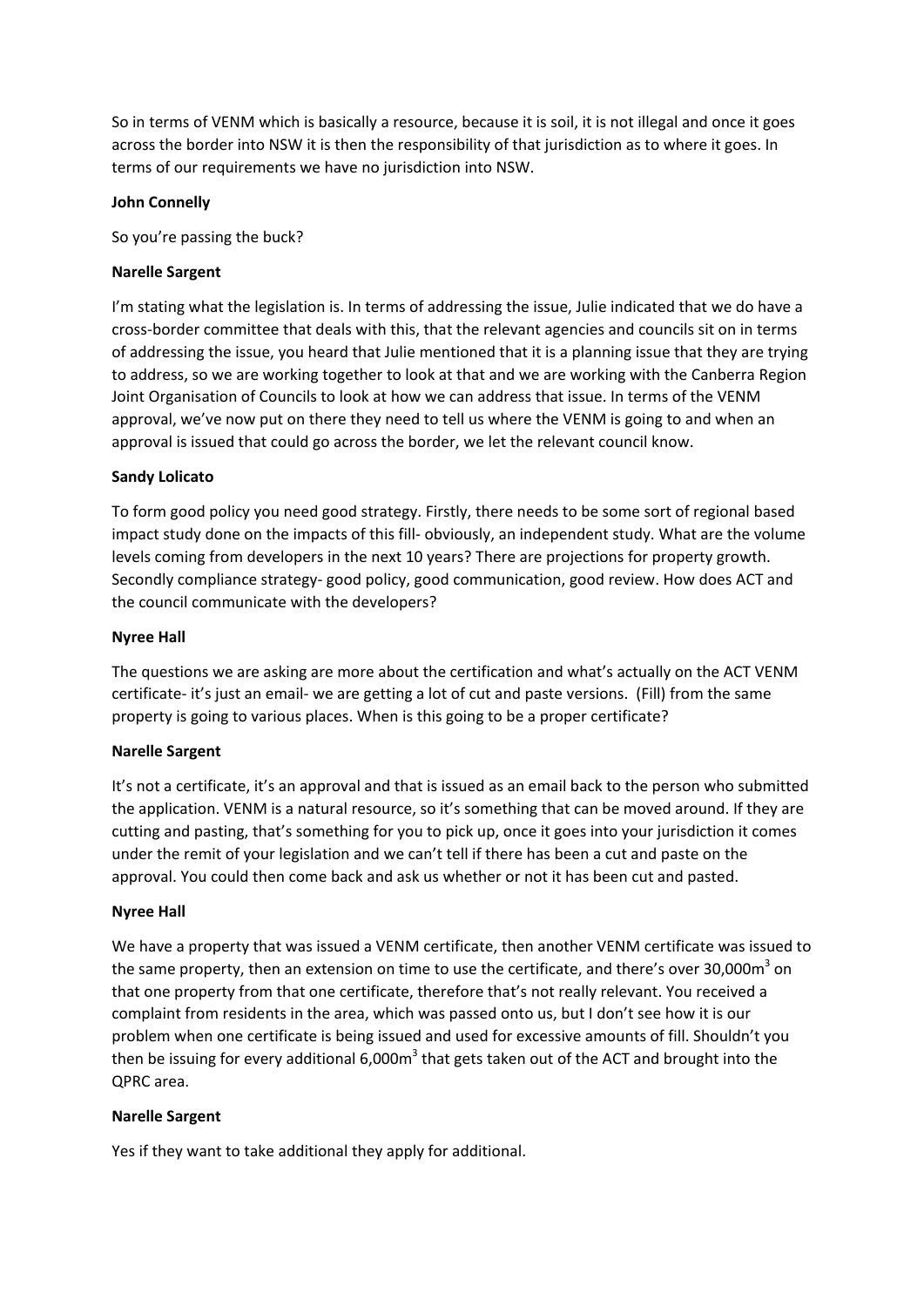So in terms of VENM which is basically a resource, because it is soil, it is not illegal and once it goes across the border into NSW it is then the responsibility of that jurisdiction as to where it goes. In terms of our requirements we have no jurisdiction into NSW.

**John Connelly**

So you're passing the buck?

**Narelle Sargent**

I'm stating what the legislation is. In terms of addressing the issue, Julie indicated that we do have a cross-border committee that deals with this, that the relevant agencies and councils sit on in terms of addressing the issue, you heard that Julie mentioned that it is a planning issue that they are trying to address, so we are working together to look at that and we are working with the Canberra Region Joint Organisation of Councils to look at how we can address that issue. In terms of the VENM approval, we've now put on there they need to tell us where the VENM is going to and when an approval is issued that could go across the border, we let the relevant council know.

**Sandy Lolicato**

To form good policy you need good strategy. Firstly, there needs to be some sort of regional based impact study done on the impacts of this fill- obviously, an independent study. What are the volume levels coming from developers in the next 10 years? There are projections for property growth. Secondly compliance strategy- good policy, good communication, good review. How does ACT and the council communicate with the developers?

**Nyree Hall**

The questions we are asking are more about the certification and what's actually on the ACT VENM certificate- it's just an email- we are getting a lot of cut and paste versions. (Fill) from the same property is going to various places. When is this going to be a proper certificate?

**Narelle Sargent**

It's not a certificate, it's an approval and that is issued as an email back to the person who submitted the application. VENM is a natural resource, so it's something that can be moved around. If they are cutting and pasting, that's something for you to pick up, once it goes into your jurisdiction it comes under the remit of your legislation and we can't tell if there has been a cut and paste on the approval. You could then come back and ask us whether or not it has been cut and pasted.

**Nyree Hall**

We have a property that was issued a VENM certificate, then another VENM certificate was issued to the same property, then an extension on time to use the certificate, and there's over 30,000m$^3$ on that one property from that one certificate, therefore that's not really relevant. You received a complaint from residents in the area, which was passed onto us, but I don't see how it is our problem when one certificate is being issued and used for excessive amounts of fill. Shouldn't you then be issuing for every additional 6,000m$^3$ that gets taken out of the ACT and brought into the QPRC area.

**Narelle Sargent**

Yes if they want to take additional they apply for additional.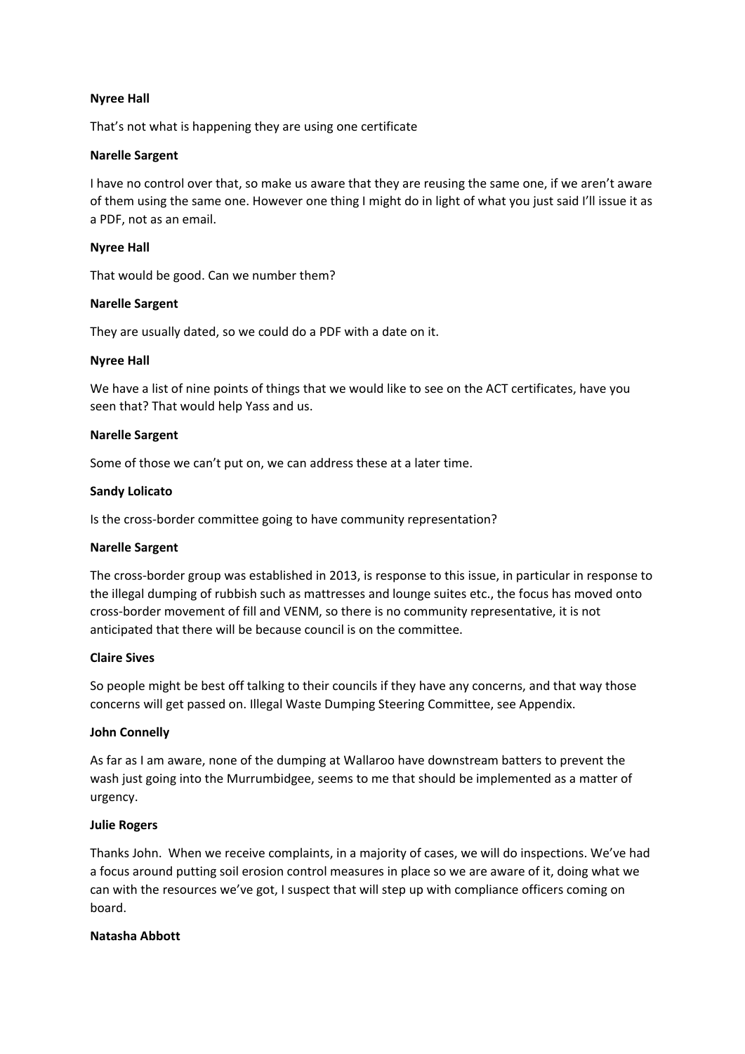**Nyree Hall**

That's not what is happening they are using one certificate

**Narelle Sargent**

I have no control over that, so make us aware that they are reusing the same one, if we aren't aware of them using the same one. However one thing I might do in light of what you just said I'll issue it as a PDF, not as an email.

**Nyree Hall**

That would be good. Can we number them?

**Narelle Sargent**

They are usually dated, so we could do a PDF with a date on it.

**Nyree Hall**

We have a list of nine points of things that we would like to see on the ACT certificates, have you seen that? That would help Yass and us.

**Narelle Sargent**

Some of those we can't put on, we can address these at a later time.

**Sandy Lolicato**

Is the cross-border committee going to have community representation?

**Narelle Sargent**

The cross-border group was established in 2013, is response to this issue, in particular in response to the illegal dumping of rubbish such as mattresses and lounge suites etc., the focus has moved onto cross-border movement of fill and VENM, so there is no community representative, it is not anticipated that there will be because council is on the committee.

**Claire Sives**

So people might be best off talking to their councils if they have any concerns, and that way those concerns will get passed on. Illegal Waste Dumping Steering Committee, see Appendix.

**John Connelly**

As far as I am aware, none of the dumping at Wallaroo have downstream batters to prevent the wash just going into the Murrumbidgee, seems to me that should be implemented as a matter of urgency.

**Julie Rogers**

Thanks John. When we receive complaints, in a majority of cases, we will do inspections. We've had a focus around putting soil erosion control measures in place so we are aware of it, doing what we can with the resources we've got, I suspect that will step up with compliance officers coming on board.

**Natasha Abbott**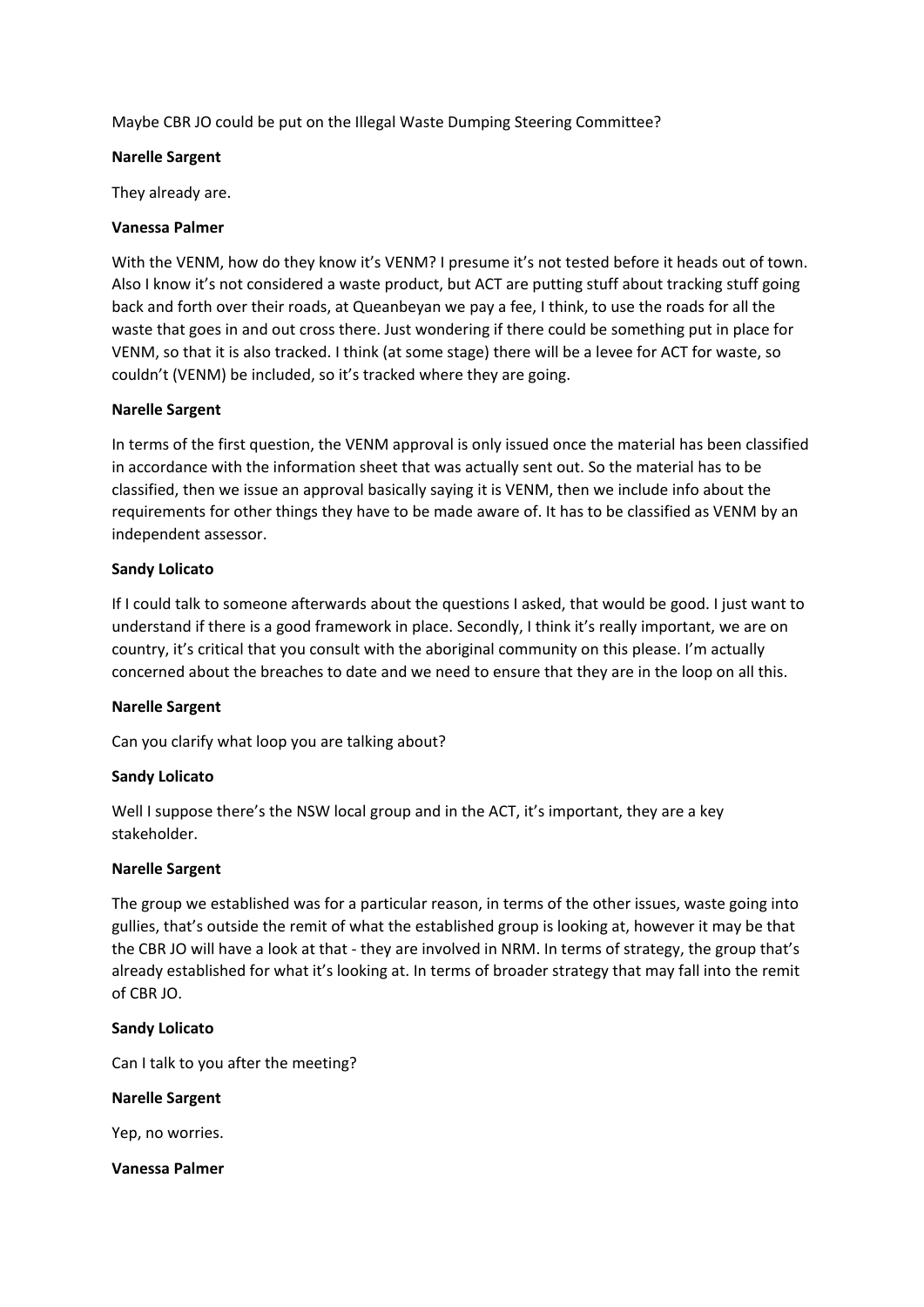Maybe CBR JO could be put on the Illegal Waste Dumping Steering Committee?

**Narelle Sargent**

They already are.

**Vanessa Palmer**

With the VENM, how do they know it's VENM? I presume it's not tested before it heads out of town. Also I know it's not considered a waste product, but ACT are putting stuff about tracking stuff going back and forth over their roads, at Queanbeyan we pay a fee, I think, to use the roads for all the waste that goes in and out cross there. Just wondering if there could be something put in place for VENM, so that it is also tracked. I think (at some stage) there will be a levee for ACT for waste, so couldn't (VENM) be included, so it's tracked where they are going.

**Narelle Sargent**

In terms of the first question, the VENM approval is only issued once the material has been classified in accordance with the information sheet that was actually sent out. So the material has to be classified, then we issue an approval basically saying it is VENM, then we include info about the requirements for other things they have to be made aware of. It has to be classified as VENM by an independent assessor.

**Sandy Lolicato**

If I could talk to someone afterwards about the questions I asked, that would be good. I just want to understand if there is a good framework in place. Secondly, I think it's really important, we are on country, it's critical that you consult with the aboriginal community on this please. I'm actually concerned about the breaches to date and we need to ensure that they are in the loop on all this.

**Narelle Sargent**

Can you clarify what loop you are talking about?

**Sandy Lolicato**

Well I suppose there's the NSW local group and in the ACT, it's important, they are a key stakeholder.

**Narelle Sargent**

The group we established was for a particular reason, in terms of the other issues, waste going into gullies, that's outside the remit of what the established group is looking at, however it may be that the CBR JO will have a look at that - they are involved in NRM. In terms of strategy, the group that's already established for what it's looking at. In terms of broader strategy that may fall into the remit of CBR JO.

**Sandy Lolicato**

Can I talk to you after the meeting?

**Narelle Sargent**

Yep, no worries.

**Vanessa Palmer**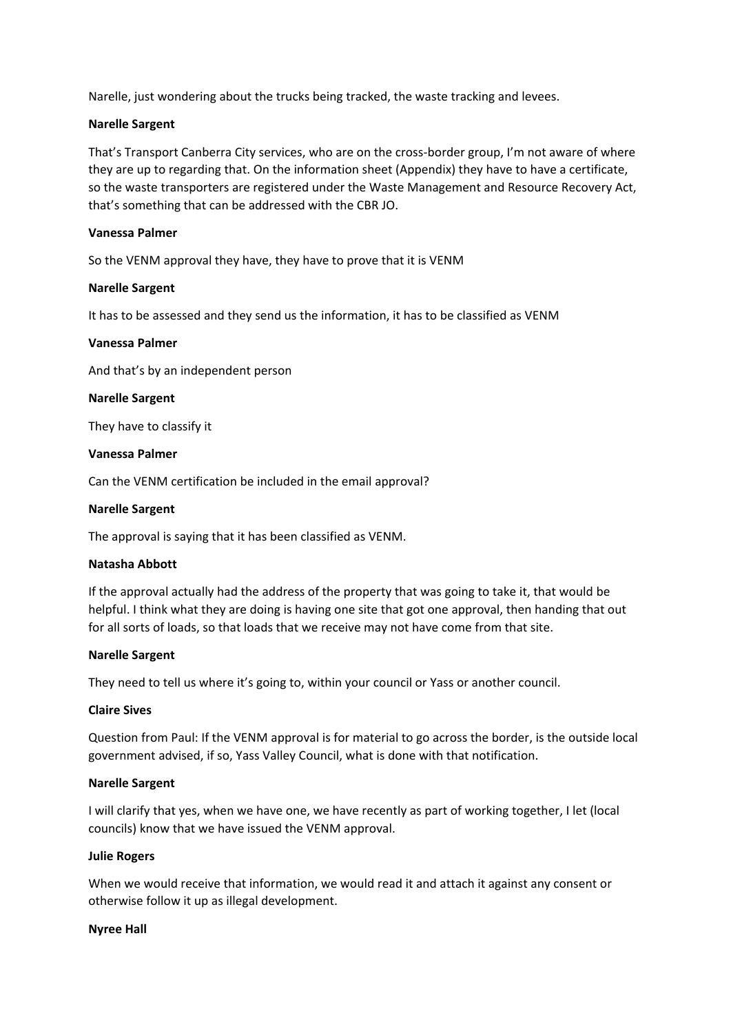Narelle, just wondering about the trucks being tracked, the waste tracking and levees.

**Narelle Sargent**

That's Transport Canberra City services, who are on the cross-border group, I'm not aware of where they are up to regarding that. On the information sheet (Appendix) they have to have a certificate, so the waste transporters are registered under the Waste Management and Resource Recovery Act, that's something that can be addressed with the CBR JO.

**Vanessa Palmer**

So the VENM approval they have, they have to prove that it is VENM

**Narelle Sargent**

It has to be assessed and they send us the information, it has to be classified as VENM

**Vanessa Palmer**

And that's by an independent person

**Narelle Sargent**

They have to classify it

**Vanessa Palmer**

Can the VENM certification be included in the email approval?

**Narelle Sargent**

The approval is saying that it has been classified as VENM.

**Natasha Abbott**

If the approval actually had the address of the property that was going to take it, that would be helpful. I think what they are doing is having one site that got one approval, then handing that out for all sorts of loads, so that loads that we receive may not have come from that site.

**Narelle Sargent**

They need to tell us where it's going to, within your council or Yass or another council.

**Claire Sives**

Question from Paul: If the VENM approval is for material to go across the border, is the outside local government advised, if so, Yass Valley Council, what is done with that notification.

**Narelle Sargent**

I will clarify that yes, when we have one, we have recently as part of working together, I let (local councils) know that we have issued the VENM approval.

**Julie Rogers**

When we would receive that information, we would read it and attach it against any consent or otherwise follow it up as illegal development.

**Nyree Hall**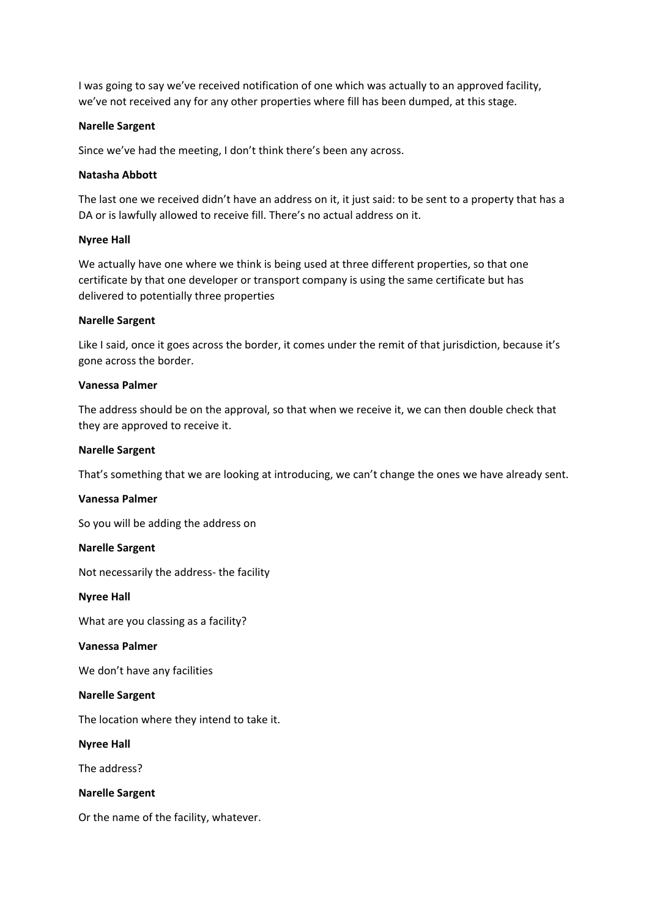I was going to say we've received notification of one which was actually to an approved facility, we've not received any for any other properties where fill has been dumped, at this stage.

**Narelle Sargent**

Since we've had the meeting, I don't think there's been any across.

**Natasha Abbott**

The last one we received didn't have an address on it, it just said: to be sent to a property that has a DA or is lawfully allowed to receive fill. There's no actual address on it.

**Nyree Hall**

We actually have one where we think is being used at three different properties, so that one certificate by that one developer or transport company is using the same certificate but has delivered to potentially three properties

**Narelle Sargent**

Like I said, once it goes across the border, it comes under the remit of that jurisdiction, because it's gone across the border.

**Vanessa Palmer**

The address should be on the approval, so that when we receive it, we can then double check that they are approved to receive it.

**Narelle Sargent**

That's something that we are looking at introducing, we can't change the ones we have already sent.

**Vanessa Palmer**

So you will be adding the address on

**Narelle Sargent**

Not necessarily the address- the facility

**Nyree Hall**

What are you classing as a facility?

**Vanessa Palmer**

We don't have any facilities

**Narelle Sargent**

The location where they intend to take it.

**Nyree Hall**

The address?

**Narelle Sargent**

Or the name of the facility, whatever.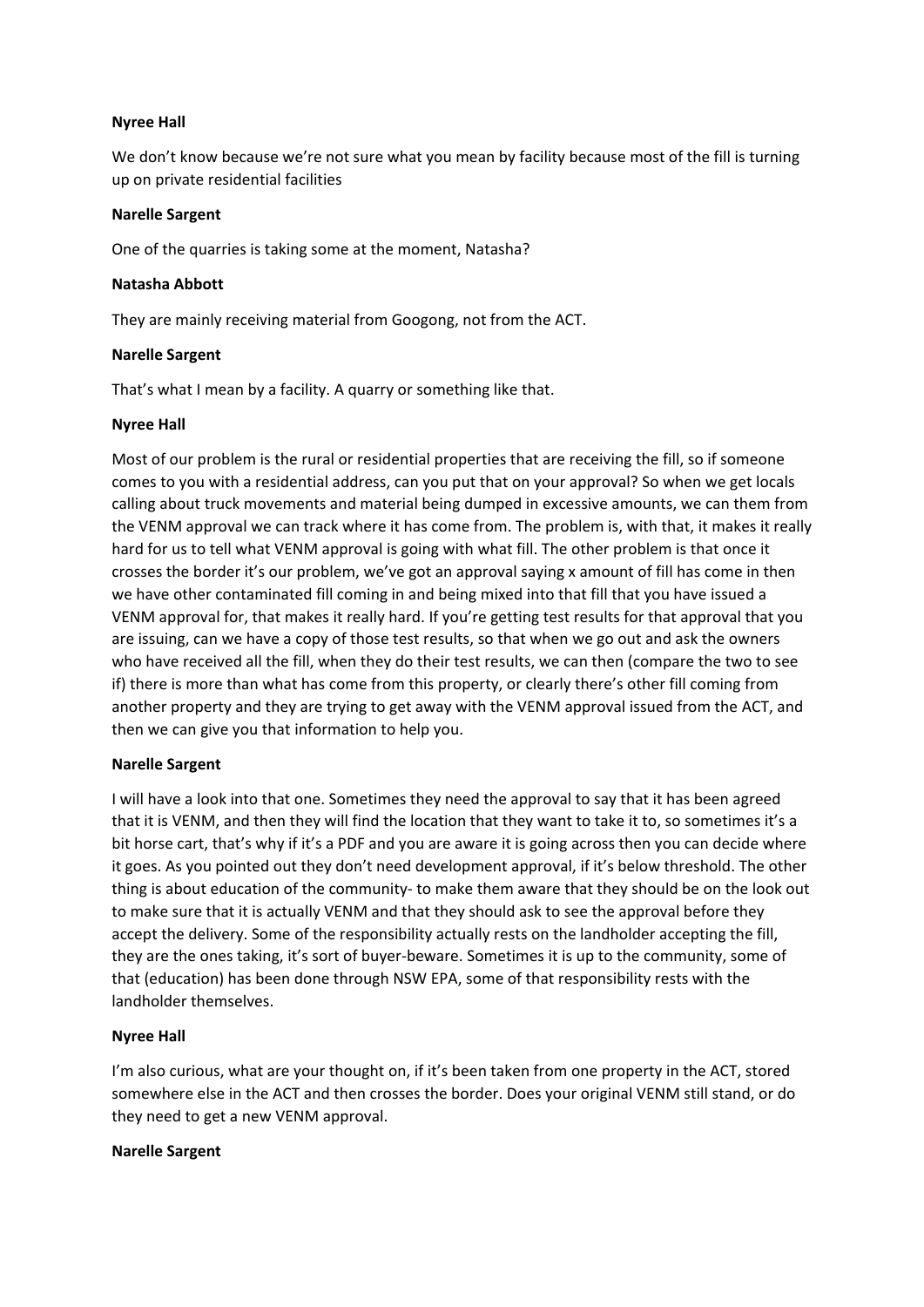**Nyree Hall**

We don't know because we're not sure what you mean by facility because most of the fill is turning up on private residential facilities

**Narelle Sargent**

One of the quarries is taking some at the moment, Natasha?

**Natasha Abbott**

They are mainly receiving material from Googong, not from the ACT.

**Narelle Sargent**

That's what I mean by a facility. A quarry or something like that.

**Nyree Hall**

Most of our problem is the rural or residential properties that are receiving the fill, so if someone comes to you with a residential address, can you put that on your approval? So when we get locals calling about truck movements and material being dumped in excessive amounts, we can them from the VENM approval we can track where it has come from. The problem is, with that, it makes it really hard for us to tell what VENM approval is going with what fill. The other problem is that once it crosses the border it's our problem, we've got an approval saying x amount of fill has come in then we have other contaminated fill coming in and being mixed into that fill that you have issued a VENM approval for, that makes it really hard. If you're getting test results for that approval that you are issuing, can we have a copy of those test results, so that when we go out and ask the owners who have received all the fill, when they do their test results, we can then (compare the two to see if) there is more than what has come from this property, or clearly there's other fill coming from another property and they are trying to get away with the VENM approval issued from the ACT, and then we can give you that information to help you.

**Narelle Sargent**

I will have a look into that one. Sometimes they need the approval to say that it has been agreed that it is VENM, and then they will find the location that they want to take it to, so sometimes it's a bit horse cart, that's why if it's a PDF and you are aware it is going across then you can decide where it goes. As you pointed out they don't need development approval, if it's below threshold. The other thing is about education of the community- to make them aware that they should be on the look out to make sure that it is actually VENM and that they should ask to see the approval before they accept the delivery. Some of the responsibility actually rests on the landholder accepting the fill, they are the ones taking, it's sort of buyer-beware. Sometimes it is up to the community, some of that (education) has been done through NSW EPA, some of that responsibility rests with the landholder themselves.

**Nyree Hall**

I'm also curious, what are your thought on, if it's been taken from one property in the ACT, stored somewhere else in the ACT and then crosses the border. Does your original VENM still stand, or do they need to get a new VENM approval.

**Narelle Sargent**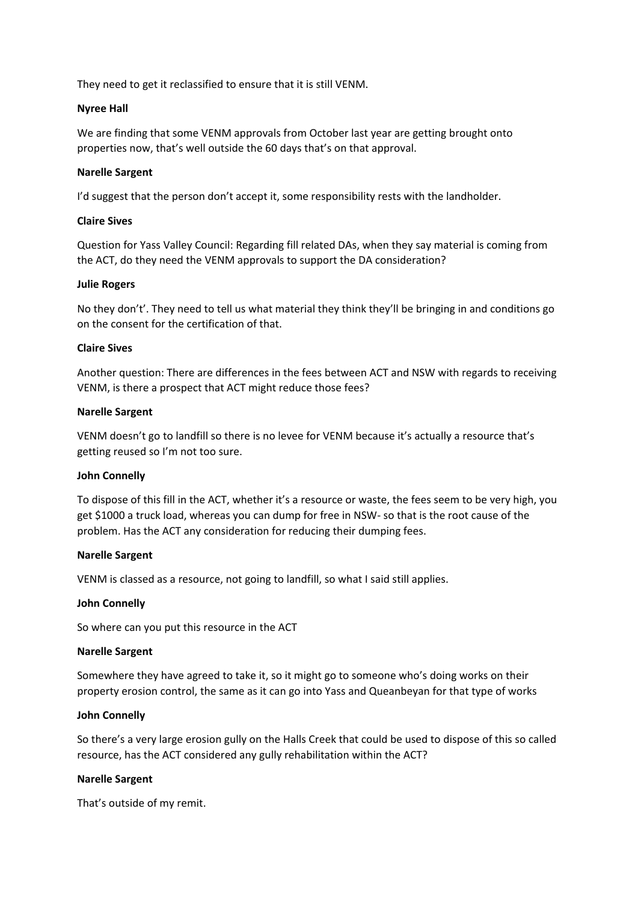They need to get it reclassified to ensure that it is still VENM.

**Nyree Hall**

We are finding that some VENM approvals from October last year are getting brought onto properties now, that's well outside the 60 days that's on that approval.

**Narelle Sargent**

I'd suggest that the person don't accept it, some responsibility rests with the landholder.

**Claire Sives**

Question for Yass Valley Council: Regarding fill related DAs, when they say material is coming from the ACT, do they need the VENM approvals to support the DA consideration?

**Julie Rogers**

No they don't'. They need to tell us what material they think they'll be bringing in and conditions go on the consent for the certification of that.

**Claire Sives**

Another question: There are differences in the fees between ACT and NSW with regards to receiving VENM, is there a prospect that ACT might reduce those fees?

**Narelle Sargent**

VENM doesn't go to landfill so there is no levee for VENM because it's actually a resource that's getting reused so I'm not too sure.

**John Connelly**

To dispose of this fill in the ACT, whether it's a resource or waste, the fees seem to be very high, you get $1000 a truck load, whereas you can dump for free in NSW- so that is the root cause of the problem. Has the ACT any consideration for reducing their dumping fees.

**Narelle Sargent**

VENM is classed as a resource, not going to landfill, so what I said still applies.

**John Connelly**

So where can you put this resource in the ACT

**Narelle Sargent**

Somewhere they have agreed to take it, so it might go to someone who's doing works on their property erosion control, the same as it can go into Yass and Queanbeyan for that type of works

**John Connelly**

So there's a very large erosion gully on the Halls Creek that could be used to dispose of this so called resource, has the ACT considered any gully rehabilitation within the ACT?

**Narelle Sargent**

That's outside of my remit.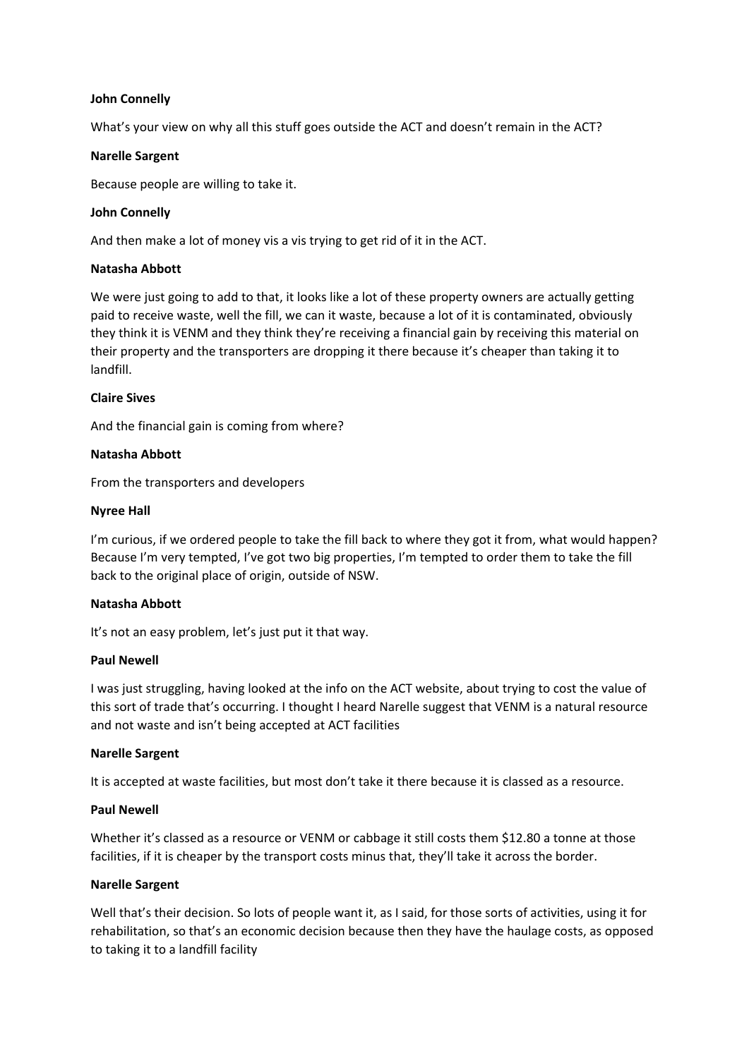**John Connelly**

What's your view on why all this stuff goes outside the ACT and doesn't remain in the ACT?

**Narelle Sargent**

Because people are willing to take it.

**John Connelly**

And then make a lot of money vis a vis trying to get rid of it in the ACT.

**Natasha Abbott**

We were just going to add to that, it looks like a lot of these property owners are actually getting paid to receive waste, well the fill, we can it waste, because a lot of it is contaminated, obviously they think it is VENM and they think they're receiving a financial gain by receiving this material on their property and the transporters are dropping it there because it's cheaper than taking it to landfill.

**Claire Sives**

And the financial gain is coming from where?

**Natasha Abbott**

From the transporters and developers

**Nyree Hall**

I'm curious, if we ordered people to take the fill back to where they got it from, what would happen? Because I'm very tempted, I've got two big properties, I'm tempted to order them to take the fill back to the original place of origin, outside of NSW.

**Natasha Abbott**

It's not an easy problem, let's just put it that way.

**Paul Newell**

I was just struggling, having looked at the info on the ACT website, about trying to cost the value of this sort of trade that's occurring. I thought I heard Narelle suggest that VENM is a natural resource and not waste and isn't being accepted at ACT facilities

**Narelle Sargent**

It is accepted at waste facilities, but most don't take it there because it is classed as a resource.

**Paul Newell**

Whether it's classed as a resource or VENM or cabbage it still costs them $12.80 a tonne at those facilities, if it is cheaper by the transport costs minus that, they'll take it across the border.

**Narelle Sargent**

Well that's their decision. So lots of people want it, as I said, for those sorts of activities, using it for rehabilitation, so that's an economic decision because then they have the haulage costs, as opposed to taking it to a landfill facility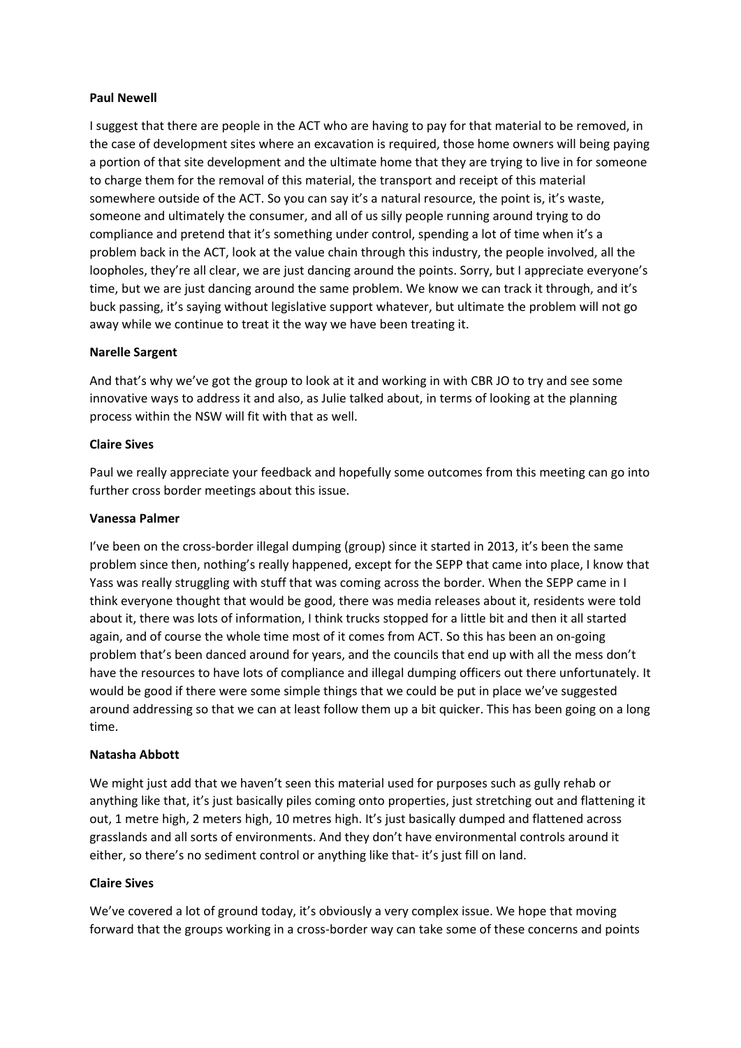**Paul Newell**

I suggest that there are people in the ACT who are having to pay for that material to be removed, in the case of development sites where an excavation is required, those home owners will being paying a portion of that site development and the ultimate home that they are trying to live in for someone to charge them for the removal of this material, the transport and receipt of this material somewhere outside of the ACT. So you can say it's a natural resource, the point is, it's waste, someone and ultimately the consumer, and all of us silly people running around trying to do compliance and pretend that it's something under control, spending a lot of time when it's a problem back in the ACT, look at the value chain through this industry, the people involved, all the loopholes, they're all clear, we are just dancing around the points. Sorry, but I appreciate everyone's time, but we are just dancing around the same problem. We know we can track it through, and it's buck passing, it's saying without legislative support whatever, but ultimate the problem will not go away while we continue to treat it the way we have been treating it.

**Narelle Sargent**

And that's why we've got the group to look at it and working in with CBR JO to try and see some innovative ways to address it and also, as Julie talked about, in terms of looking at the planning process within the NSW will fit with that as well.

**Claire Sives**

Paul we really appreciate your feedback and hopefully some outcomes from this meeting can go into further cross border meetings about this issue.

**Vanessa Palmer**

I've been on the cross-border illegal dumping (group) since it started in 2013, it's been the same problem since then, nothing's really happened, except for the SEPP that came into place, I know that Yass was really struggling with stuff that was coming across the border. When the SEPP came in I think everyone thought that would be good, there was media releases about it, residents were told about it, there was lots of information, I think trucks stopped for a little bit and then it all started again, and of course the whole time most of it comes from ACT. So this has been an on-going problem that's been danced around for years, and the councils that end up with all the mess don't have the resources to have lots of compliance and illegal dumping officers out there unfortunately. It would be good if there were some simple things that we could be put in place we've suggested around addressing so that we can at least follow them up a bit quicker. This has been going on a long time.

**Natasha Abbott**

We might just add that we haven't seen this material used for purposes such as gully rehab or anything like that, it's just basically piles coming onto properties, just stretching out and flattening it out, 1 metre high, 2 meters high, 10 metres high. It's just basically dumped and flattened across grasslands and all sorts of environments. And they don't have environmental controls around it either, so there's no sediment control or anything like that- it's just fill on land.

**Claire Sives**

We've covered a lot of ground today, it's obviously a very complex issue. We hope that moving forward that the groups working in a cross-border way can take some of these concerns and points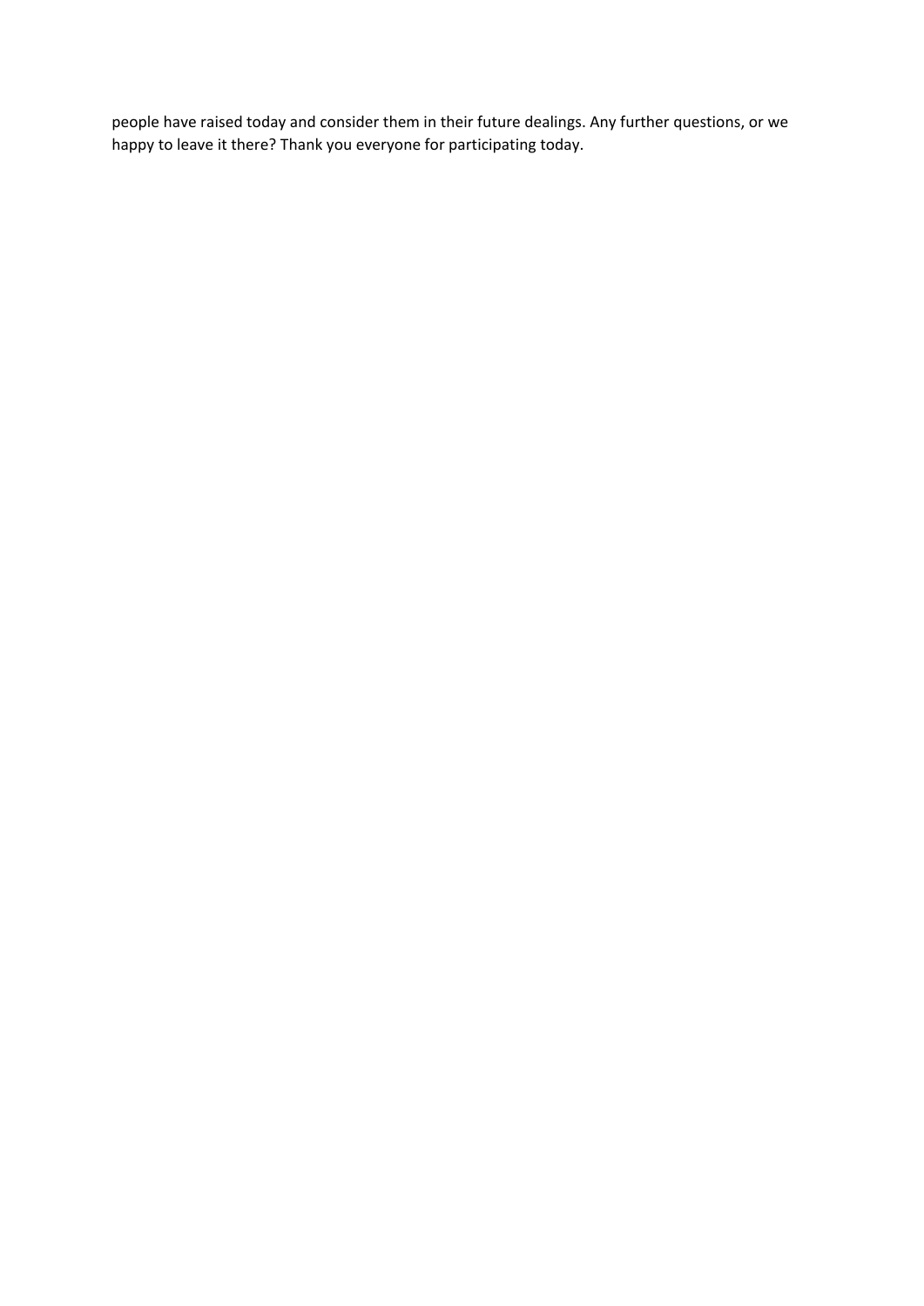people have raised today and consider them in their future dealings. Any further questions, or we happy to leave it there? Thank you everyone for participating today.